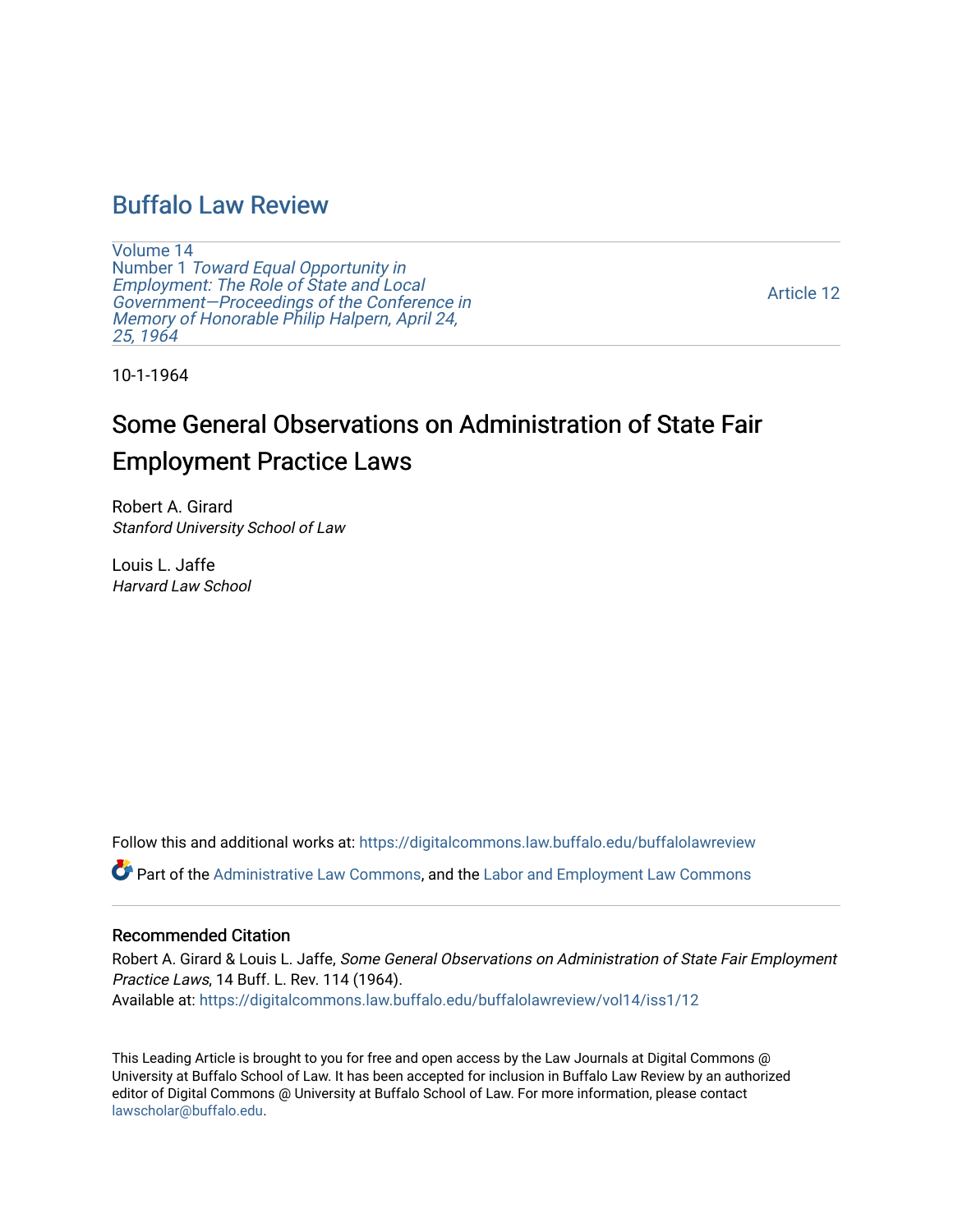# Buffalo Law Review

Volume 14
Number 1 *Toward Equal Opportunity in Employment: The Role of State and Local Government—Proceedings of the Conference in Memory of Honorable Philip Halpern, April 24, 25, 1964*

Article 12

10-1-1964

# Some General Observations on Administration of State Fair Employment Practice Laws

Robert A. Girard
*Stanford University School of Law*

Louis L. Jaffe
*Harvard Law School*

Follow this and additional works at: https://digitalcommons.law.buffalo.edu/buffalolawreview

Part of the Administrative Law Commons, and the Labor and Employment Law Commons

## Recommended Citation

Robert A. Girard & Louis L. Jaffe, *Some General Observations on Administration of State Fair Employment Practice Laws*, 14 Buff. L. Rev. 114 (1964).
Available at: https://digitalcommons.law.buffalo.edu/buffalolawreview/vol14/iss1/12

This Leading Article is brought to you for free and open access by the Law Journals at Digital Commons @ University at Buffalo School of Law. It has been accepted for inclusion in Buffalo Law Review by an authorized editor of Digital Commons @ University at Buffalo School of Law. For more information, please contact lawscholar@buffalo.edu.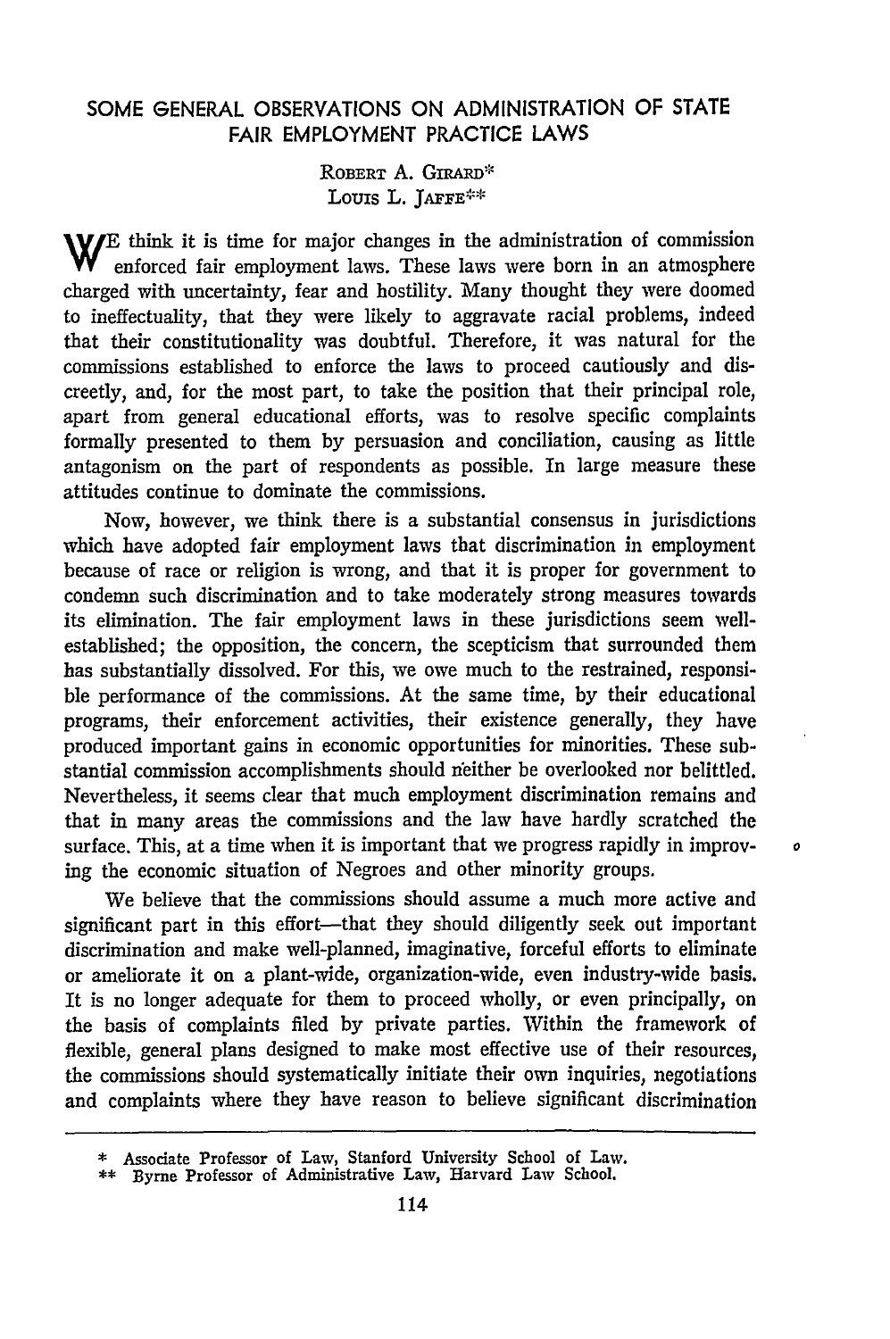# SOME GENERAL OBSERVATIONS ON ADMINISTRATION OF STATE FAIR EMPLOYMENT PRACTICE LAWS

ROBERT A. GIRARD*
LOUIS L. JAFFE**

WE think it is time for major changes in the administration of commission enforced fair employment laws. These laws were born in an atmosphere charged with uncertainty, fear and hostility. Many thought they were doomed to ineffectuality, that they were likely to aggravate racial problems, indeed that their constitutionality was doubtful. Therefore, it was natural for the commissions established to enforce the laws to proceed cautiously and discreetly, and, for the most part, to take the position that their principal role, apart from general educational efforts, was to resolve specific complaints formally presented to them by persuasion and conciliation, causing as little antagonism on the part of respondents as possible. In large measure these attitudes continue to dominate the commissions.

Now, however, we think there is a substantial consensus in jurisdictions which have adopted fair employment laws that discrimination in employment because of race or religion is wrong, and that it is proper for government to condemn such discrimination and to take moderately strong measures towards its elimination. The fair employment laws in these jurisdictions seem well-established; the opposition, the concern, the scepticism that surrounded them has substantially dissolved. For this, we owe much to the restrained, responsible performance of the commissions. At the same time, by their educational programs, their enforcement activities, their existence generally, they have produced important gains in economic opportunities for minorities. These substantial commission accomplishments should neither be overlooked nor belittled. Nevertheless, it seems clear that much employment discrimination remains and that in many areas the commissions and the law have hardly scratched the surface. This, at a time when it is important that we progress rapidly in improving the economic situation of Negroes and other minority groups.

We believe that the commissions should assume a much more active and significant part in this effort—that they should diligently seek out important discrimination and make well-planned, imaginative, forceful efforts to eliminate or ameliorate it on a plant-wide, organization-wide, even industry-wide basis. It is no longer adequate for them to proceed wholly, or even principally, on the basis of complaints filed by private parties. Within the framework of flexible, general plans designed to make most effective use of their resources, the commissions should systematically initiate their own inquiries, negotiations and complaints where they have reason to believe significant discrimination

---

\* Associate Professor of Law, Stanford University School of Law.

\*\* Byrne Professor of Administrative Law, Harvard Law School.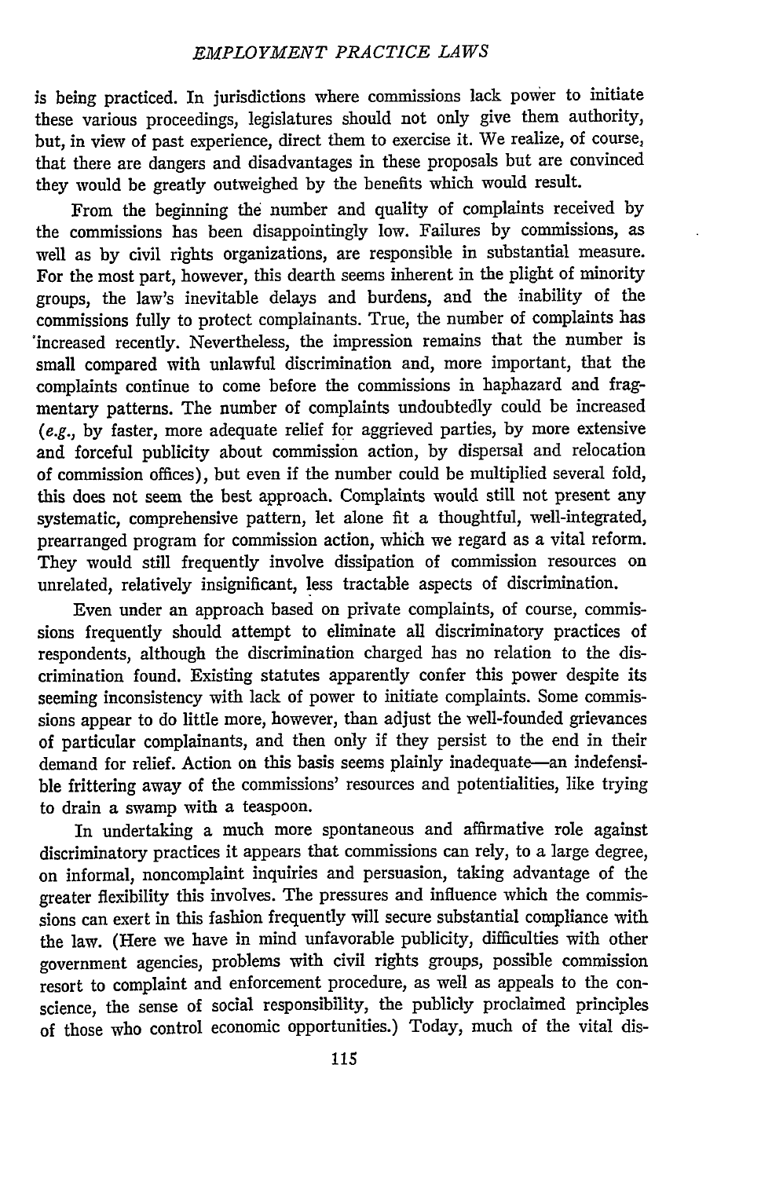is being practiced. In jurisdictions where commissions lack power to initiate these various proceedings, legislatures should not only give them authority, but, in view of past experience, direct them to exercise it. We realize, of course, that there are dangers and disadvantages in these proposals but are convinced they would be greatly outweighed by the benefits which would result.

From the beginning the number and quality of complaints received by the commissions has been disappointingly low. Failures by commissions, as well as by civil rights organizations, are responsible in substantial measure. For the most part, however, this dearth seems inherent in the plight of minority groups, the law's inevitable delays and burdens, and the inability of the commissions fully to protect complainants. True, the number of complaints has increased recently. Nevertheless, the impression remains that the number is small compared with unlawful discrimination and, more important, that the complaints continue to come before the commissions in haphazard and fragmentary patterns. The number of complaints undoubtedly could be increased (*e.g.*, by faster, more adequate relief for aggrieved parties, by more extensive and forceful publicity about commission action, by dispersal and relocation of commission offices), but even if the number could be multiplied several fold, this does not seem the best approach. Complaints would still not present any systematic, comprehensive pattern, let alone fit a thoughtful, well-integrated, prearranged program for commission action, which we regard as a vital reform. They would still frequently involve dissipation of commission resources on unrelated, relatively insignificant, less tractable aspects of discrimination.

Even under an approach based on private complaints, of course, commissions frequently should attempt to eliminate all discriminatory practices of respondents, although the discrimination charged has no relation to the discrimination found. Existing statutes apparently confer this power despite its seeming inconsistency with lack of power to initiate complaints. Some commissions appear to do little more, however, than adjust the well-founded grievances of particular complainants, and then only if they persist to the end in their demand for relief. Action on this basis seems plainly inadequate—an indefensible frittering away of the commissions' resources and potentialities, like trying to drain a swamp with a teaspoon.

In undertaking a much more spontaneous and affirmative role against discriminatory practices it appears that commissions can rely, to a large degree, on informal, noncomplaint inquiries and persuasion, taking advantage of the greater flexibility this involves. The pressures and influence which the commissions can exert in this fashion frequently will secure substantial compliance with the law. (Here we have in mind unfavorable publicity, difficulties with other government agencies, problems with civil rights groups, possible commission resort to complaint and enforcement procedure, as well as appeals to the conscience, the sense of social responsibility, the publicly proclaimed principles of those who control economic opportunities.) Today, much of the vital dis-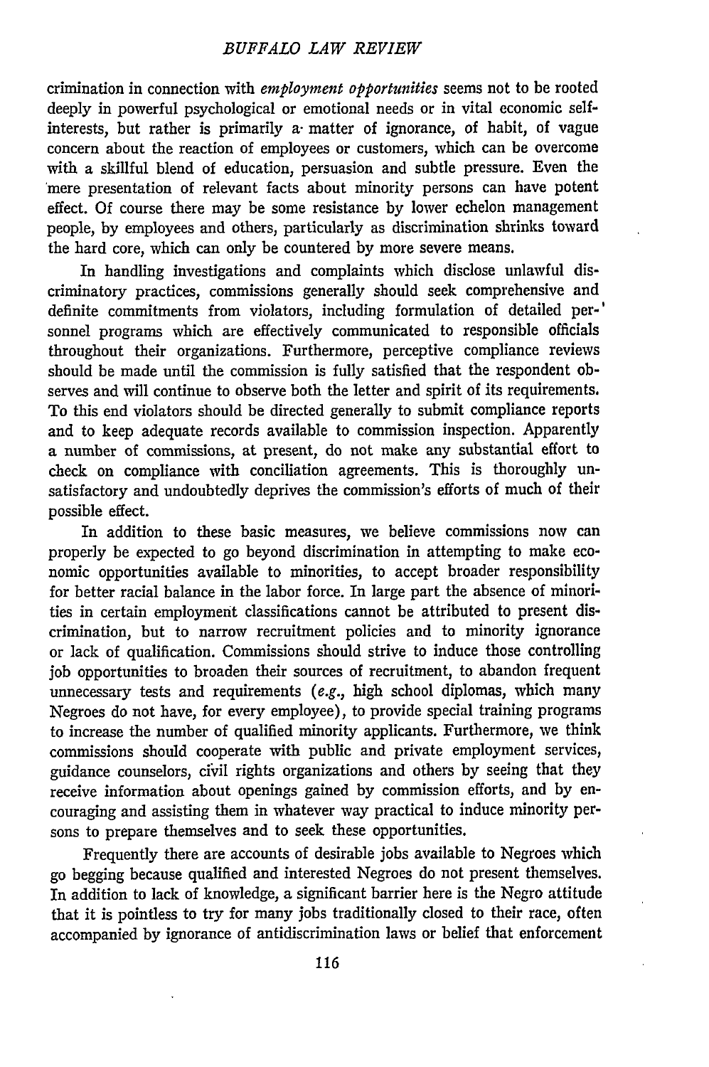crimination in connection with *employment opportunities* seems not to be rooted deeply in powerful psychological or emotional needs or in vital economic self-interests, but rather is primarily a matter of ignorance, of habit, of vague concern about the reaction of employees or customers, which can be overcome with a skillful blend of education, persuasion and subtle pressure. Even the mere presentation of relevant facts about minority persons can have potent effect. Of course there may be some resistance by lower echelon management people, by employees and others, particularly as discrimination shrinks toward the hard core, which can only be countered by more severe means.

In handling investigations and complaints which disclose unlawful discriminatory practices, commissions generally should seek comprehensive and definite commitments from violators, including formulation of detailed personnel programs which are effectively communicated to responsible officials throughout their organizations. Furthermore, perceptive compliance reviews should be made until the commission is fully satisfied that the respondent observes and will continue to observe both the letter and spirit of its requirements. To this end violators should be directed generally to submit compliance reports and to keep adequate records available to commission inspection. Apparently a number of commissions, at present, do not make any substantial effort to check on compliance with conciliation agreements. This is thoroughly unsatisfactory and undoubtedly deprives the commission's efforts of much of their possible effect.

In addition to these basic measures, we believe commissions now can properly be expected to go beyond discrimination in attempting to make economic opportunities available to minorities, to accept broader responsibility for better racial balance in the labor force. In large part the absence of minorities in certain employment classifications cannot be attributed to present discrimination, but to narrow recruitment policies and to minority ignorance or lack of qualification. Commissions should strive to induce those controlling job opportunities to broaden their sources of recruitment, to abandon frequent unnecessary tests and requirements (*e.g.*, high school diplomas, which many Negroes do not have, for every employee), to provide special training programs to increase the number of qualified minority applicants. Furthermore, we think commissions should cooperate with public and private employment services, guidance counselors, civil rights organizations and others by seeing that they receive information about openings gained by commission efforts, and by encouraging and assisting them in whatever way practical to induce minority persons to prepare themselves and to seek these opportunities.

Frequently there are accounts of desirable jobs available to Negroes which go begging because qualified and interested Negroes do not present themselves. In addition to lack of knowledge, a significant barrier here is the Negro attitude that it is pointless to try for many jobs traditionally closed to their race, often accompanied by ignorance of antidiscrimination laws or belief that enforcement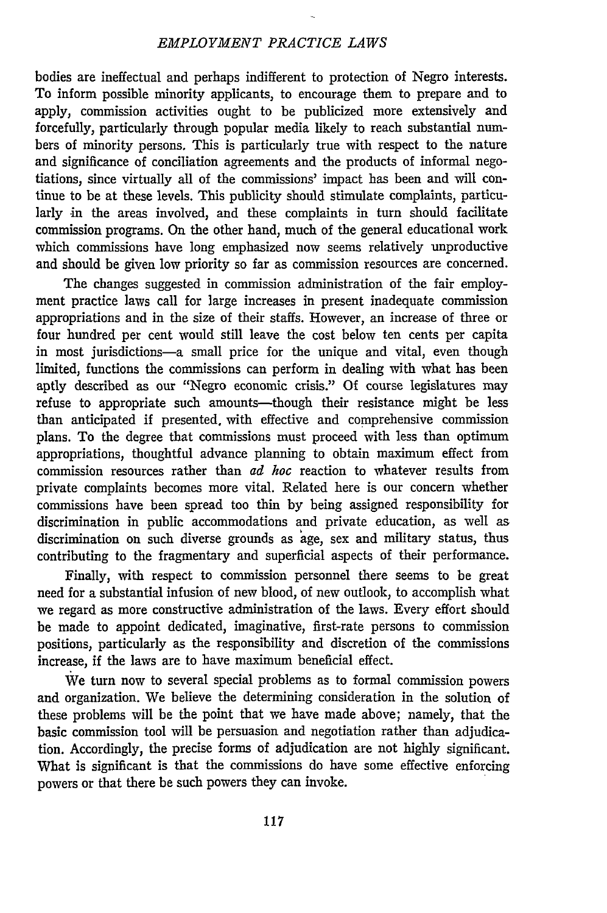bodies are ineffectual and perhaps indifferent to protection of Negro interests. To inform possible minority applicants, to encourage them to prepare and to apply, commission activities ought to be publicized more extensively and forcefully, particularly through popular media likely to reach substantial numbers of minority persons. This is particularly true with respect to the nature and significance of conciliation agreements and the products of informal negotiations, since virtually all of the commissions' impact has been and will continue to be at these levels. This publicity should stimulate complaints, particularly in the areas involved, and these complaints in turn should facilitate commission programs. On the other hand, much of the general educational work which commissions have long emphasized now seems relatively unproductive and should be given low priority so far as commission resources are concerned.

The changes suggested in commission administration of the fair employment practice laws call for large increases in present inadequate commission appropriations and in the size of their staffs. However, an increase of three or four hundred per cent would still leave the cost below ten cents per capita in most jurisdictions—a small price for the unique and vital, even though limited, functions the commissions can perform in dealing with what has been aptly described as our "Negro economic crisis." Of course legislatures may refuse to appropriate such amounts—though their resistance might be less than anticipated if presented, with effective and comprehensive commission plans. To the degree that commissions must proceed with less than optimum appropriations, thoughtful advance planning to obtain maximum effect from commission resources rather than *ad hoc* reaction to whatever results from private complaints becomes more vital. Related here is our concern whether commissions have been spread too thin by being assigned responsibility for discrimination in public accommodations and private education, as well as discrimination on such diverse grounds as age, sex and military status, thus contributing to the fragmentary and superficial aspects of their performance.

Finally, with respect to commission personnel there seems to be great need for a substantial infusion of new blood, of new outlook, to accomplish what we regard as more constructive administration of the laws. Every effort should be made to appoint dedicated, imaginative, first-rate persons to commission positions, particularly as the responsibility and discretion of the commissions increase, if the laws are to have maximum beneficial effect.

We turn now to several special problems as to formal commission powers and organization. We believe the determining consideration in the solution of these problems will be the point that we have made above; namely, that the basic commission tool will be persuasion and negotiation rather than adjudication. Accordingly, the precise forms of adjudication are not highly significant. What is significant is that the commissions do have some effective enforcing powers or that there be such powers they can invoke.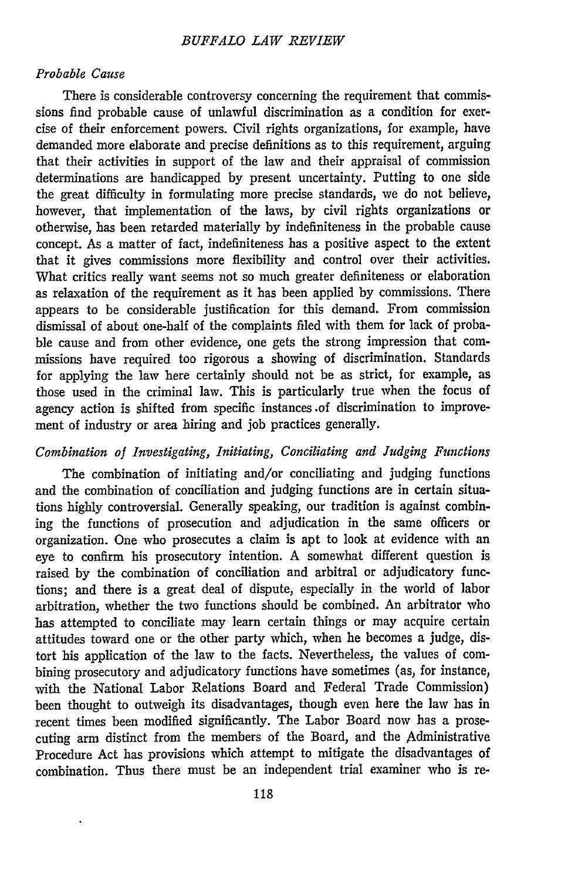### *Probable Cause*

There is considerable controversy concerning the requirement that commissions find probable cause of unlawful discrimination as a condition for exercise of their enforcement powers. Civil rights organizations, for example, have demanded more elaborate and precise definitions as to this requirement, arguing that their activities in support of the law and their appraisal of commission determinations are handicapped by present uncertainty. Putting to one side the great difficulty in formulating more precise standards, we do not believe, however, that implementation of the laws, by civil rights organizations or otherwise, has been retarded materially by indefiniteness in the probable cause concept. As a matter of fact, indefiniteness has a positive aspect to the extent that it gives commissions more flexibility and control over their activities. What critics really want seems not so much greater definiteness or elaboration as relaxation of the requirement as it has been applied by commissions. There appears to be considerable justification for this demand. From commission dismissal of about one-half of the complaints filed with them for lack of probable cause and from other evidence, one gets the strong impression that commissions have required too rigorous a showing of discrimination. Standards for applying the law here certainly should not be as strict, for example, as those used in the criminal law. This is particularly true when the focus of agency action is shifted from specific instances of discrimination to improvement of industry or area hiring and job practices generally.

### *Combination of Investigating, Initiating, Conciliating and Judging Functions*

The combination of initiating and/or conciliating and judging functions and the combination of conciliation and judging functions are in certain situations highly controversial. Generally speaking, our tradition is against combining the functions of prosecution and adjudication in the same officers or organization. One who prosecutes a claim is apt to look at evidence with an eye to confirm his prosecutory intention. A somewhat different question is raised by the combination of conciliation and arbitral or adjudicatory functions; and there is a great deal of dispute, especially in the world of labor arbitration, whether the two functions should be combined. An arbitrator who has attempted to conciliate may learn certain things or may acquire certain attitudes toward one or the other party which, when he becomes a judge, distort his application of the law to the facts. Nevertheless, the values of combining prosecutory and adjudicatory functions have sometimes (as, for instance, with the National Labor Relations Board and Federal Trade Commission) been thought to outweigh its disadvantages, though even here the law has in recent times been modified significantly. The Labor Board now has a prosecuting arm distinct from the members of the Board, and the Administrative Procedure Act has provisions which attempt to mitigate the disadvantages of combination. Thus there must be an independent trial examiner who is re-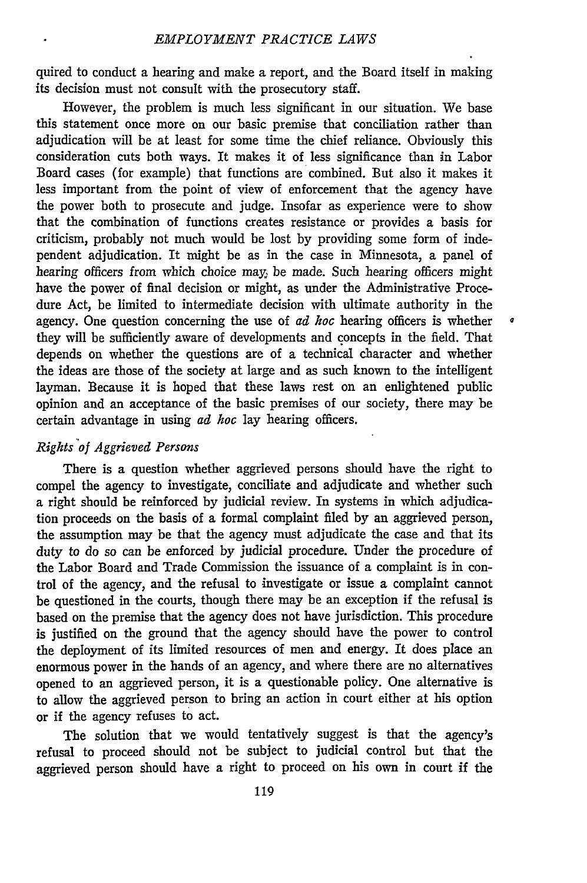quired to conduct a hearing and make a report, and the Board itself in making its decision must not consult with the prosecutory staff.

However, the problem is much less significant in our situation. We base this statement once more on our basic premise that conciliation rather than adjudication will be at least for some time the chief reliance. Obviously this consideration cuts both ways. It makes it of less significance than in Labor Board cases (for example) that functions are combined. But also it makes it less important from the point of view of enforcement that the agency have the power both to prosecute and judge. Insofar as experience were to show that the combination of functions creates resistance or provides a basis for criticism, probably not much would be lost by providing some form of independent adjudication. It might be as in the case in Minnesota, a panel of hearing officers from which choice may be made. Such hearing officers might have the power of final decision or might, as under the Administrative Procedure Act, be limited to intermediate decision with ultimate authority in the agency. One question concerning the use of *ad hoc* hearing officers is whether they will be sufficiently aware of developments and concepts in the field. That depends on whether the questions are of a technical character and whether the ideas are those of the society at large and as such known to the intelligent layman. Because it is hoped that these laws rest on an enlightened public opinion and an acceptance of the basic premises of our society, there may be certain advantage in using *ad hoc* lay hearing officers.

### *Rights of Aggrieved Persons*

There is a question whether aggrieved persons should have the right to compel the agency to investigate, conciliate and adjudicate and whether such a right should be reinforced by judicial review. In systems in which adjudication proceeds on the basis of a formal complaint filed by an aggrieved person, the assumption may be that the agency must adjudicate the case and that its duty to do so can be enforced by judicial procedure. Under the procedure of the Labor Board and Trade Commission the issuance of a complaint is in control of the agency, and the refusal to investigate or issue a complaint cannot be questioned in the courts, though there may be an exception if the refusal is based on the premise that the agency does not have jurisdiction. This procedure is justified on the ground that the agency should have the power to control the deployment of its limited resources of men and energy. It does place an enormous power in the hands of an agency, and where there are no alternatives opened to an aggrieved person, it is a questionable policy. One alternative is to allow the aggrieved person to bring an action in court either at his option or if the agency refuses to act.

The solution that we would tentatively suggest is that the agency's refusal to proceed should not be subject to judicial control but that the aggrieved person should have a right to proceed on his own in court if the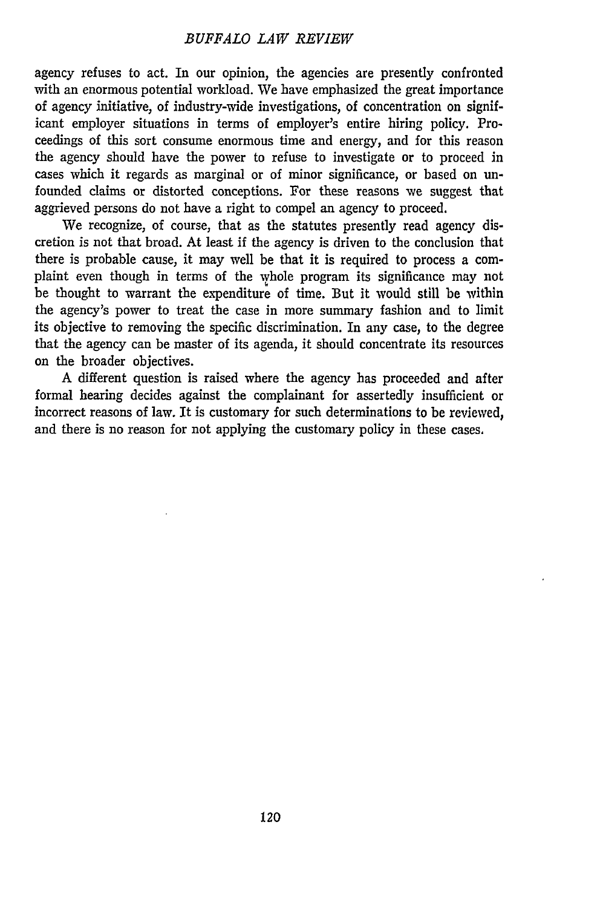agency refuses to act. In our opinion, the agencies are presently confronted with an enormous potential workload. We have emphasized the great importance of agency initiative, of industry-wide investigations, of concentration on significant employer situations in terms of employer's entire hiring policy. Proceedings of this sort consume enormous time and energy, and for this reason the agency should have the power to refuse to investigate or to proceed in cases which it regards as marginal or of minor significance, or based on unfounded claims or distorted conceptions. For these reasons we suggest that aggrieved persons do not have a right to compel an agency to proceed.

We recognize, of course, that as the statutes presently read agency discretion is not that broad. At least if the agency is driven to the conclusion that there is probable cause, it may well be that it is required to process a complaint even though in terms of the whole program its significance may not be thought to warrant the expenditure of time. But it would still be within the agency's power to treat the case in more summary fashion and to limit its objective to removing the specific discrimination. In any case, to the degree that the agency can be master of its agenda, it should concentrate its resources on the broader objectives.

A different question is raised where the agency has proceeded and after formal hearing decides against the complainant for assertedly insufficient or incorrect reasons of law. It is customary for such determinations to be reviewed, and there is no reason for not applying the customary policy in these cases.